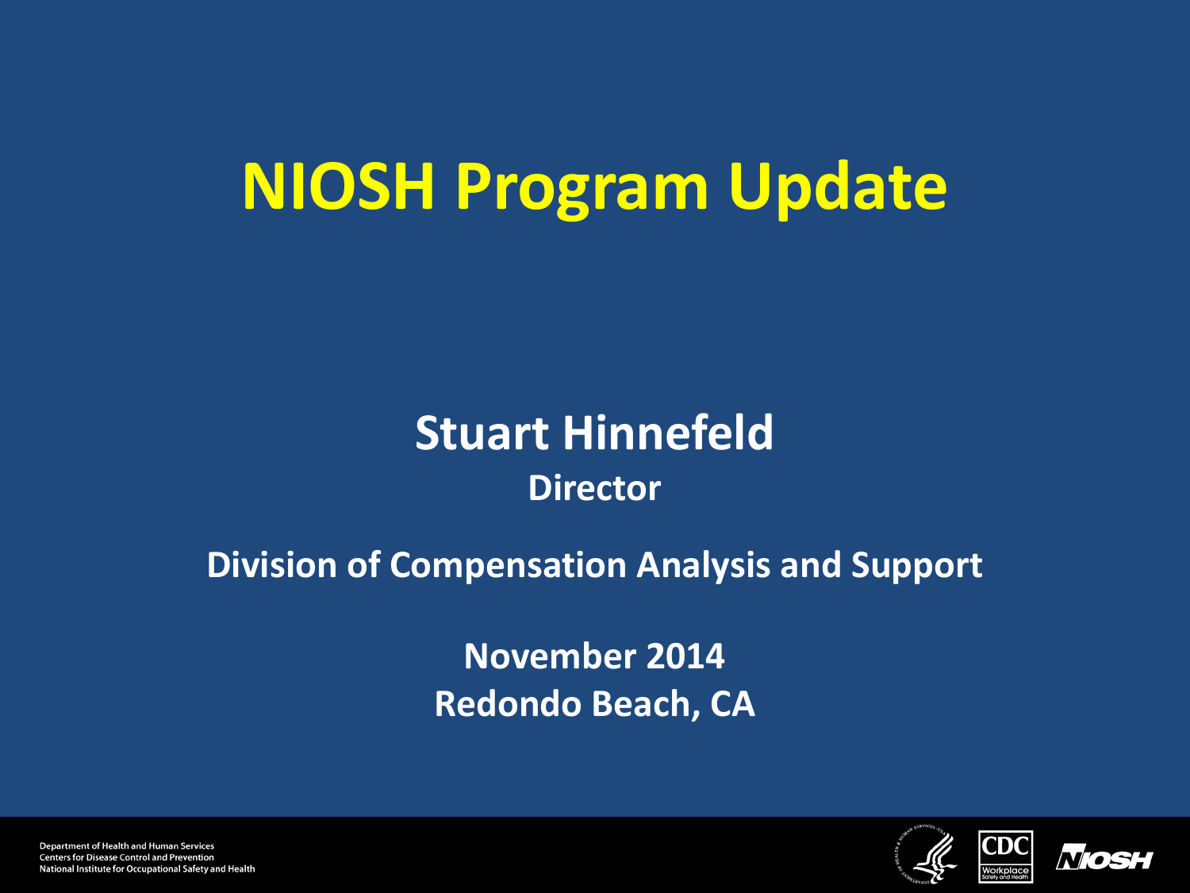# NIOSH Program Update

**Stuart Hinnefeld**

**Director**

**Division of Compensation Analysis and Support**

**November 2014**

**Redondo Beach, CA**

Department of Health and Human Services
Centers for Disease Control and Prevention
National Institute for Occupational Safety and Health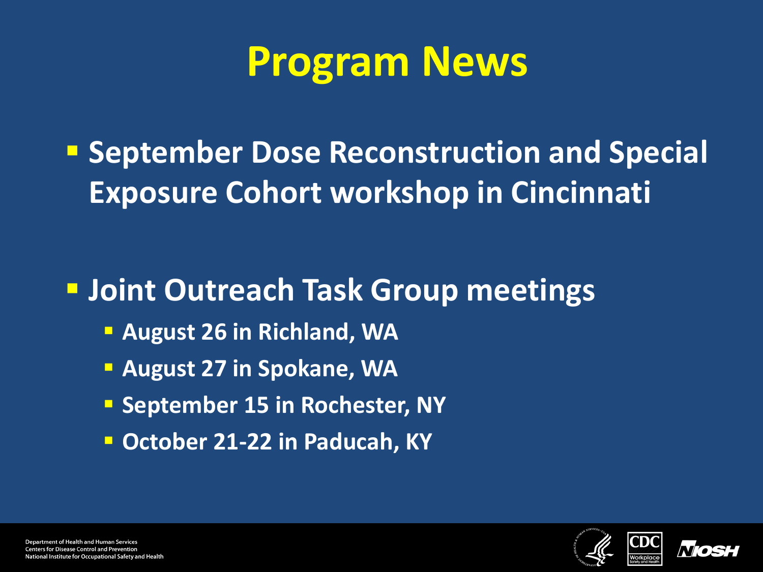# Program News

- **September Dose Reconstruction and Special Exposure Cohort workshop in Cincinnati**

- **Joint Outreach Task Group meetings**
  - **August 26 in Richland, WA**
  - **August 27 in Spokane, WA**
  - **September 15 in Rochester, NY**
  - **October 21-22 in Paducah, KY**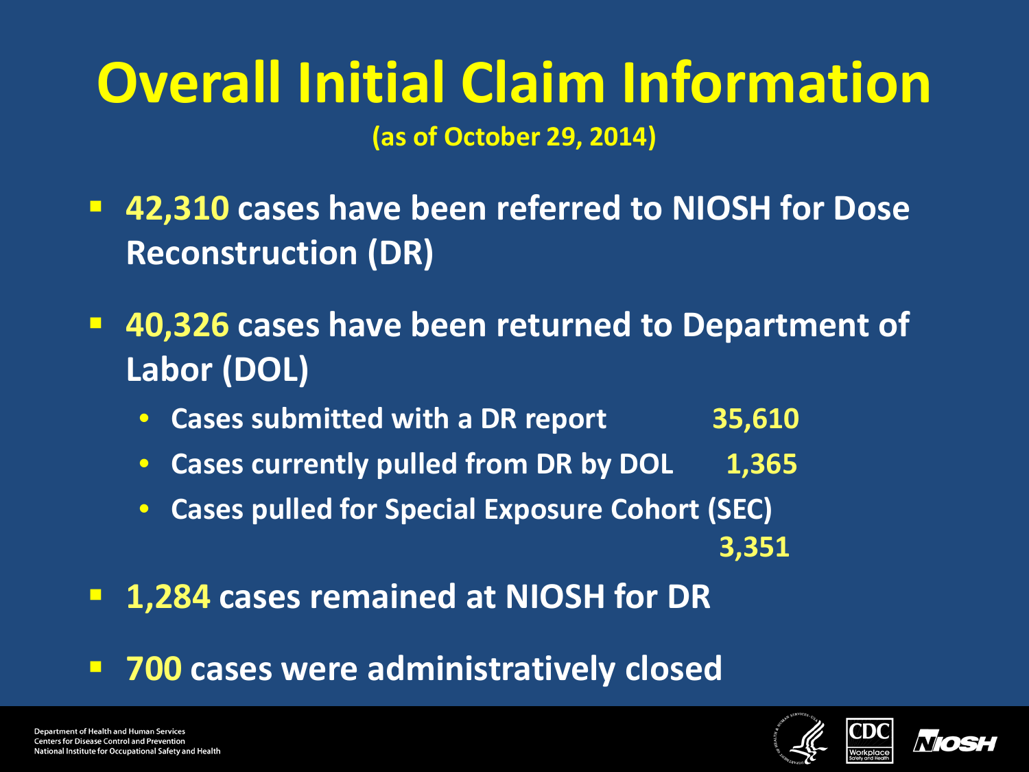# Overall Initial Claim Information

**(as of October 29, 2014)**

- **42,310** cases have been referred to NIOSH for Dose Reconstruction (DR)
- **40,326** cases have been returned to Department of Labor (DOL)
  - Cases submitted with a DR report 35,610
  - Cases currently pulled from DR by DOL 1,365
  - Cases pulled for Special Exposure Cohort (SEC) 3,351
- **1,284** cases remained at NIOSH for DR
- **700** cases were administratively closed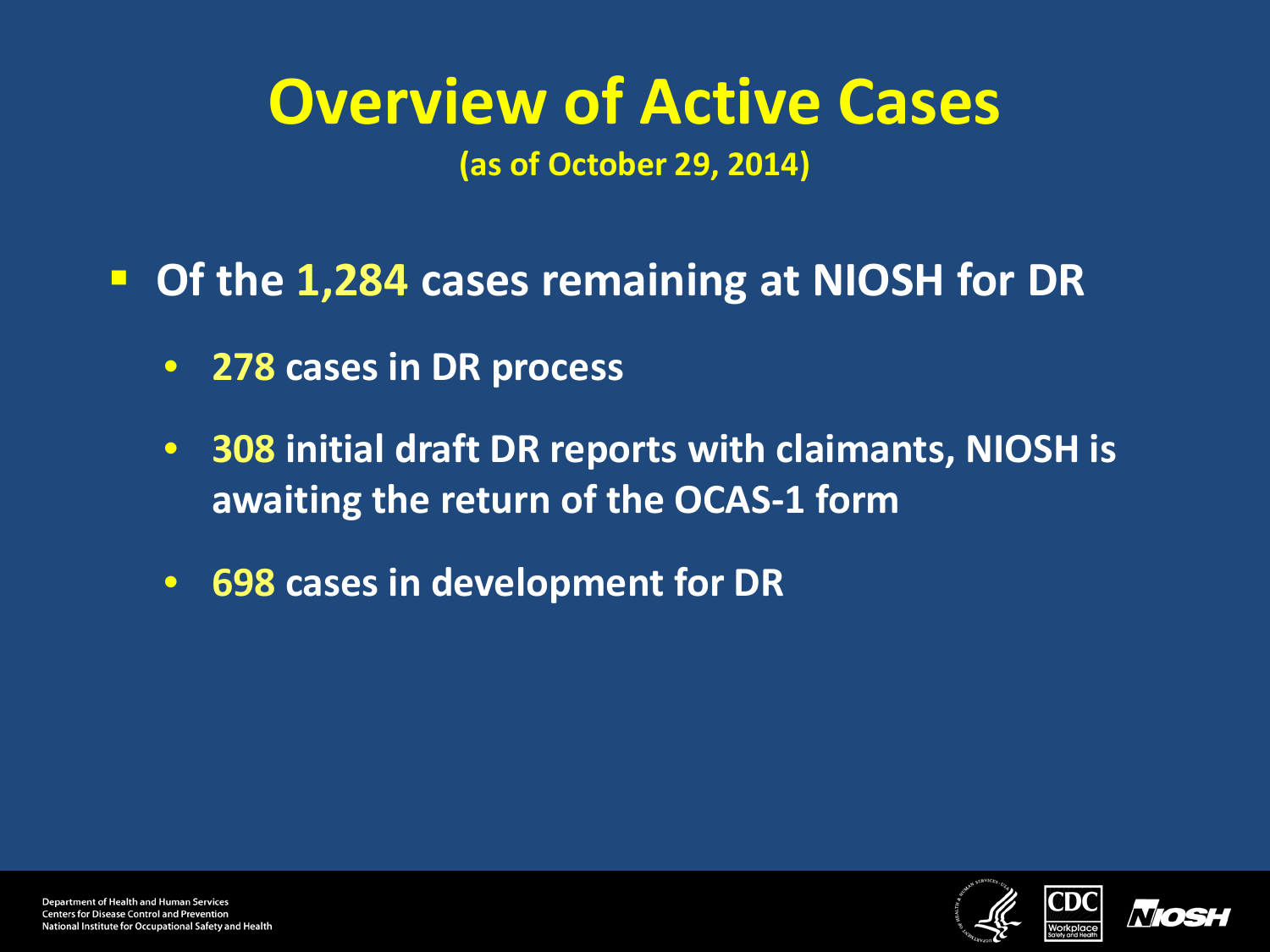# Overview of Active Cases

**(as of October 29, 2014)**

- **Of the 1,284 cases remaining at NIOSH for DR**
  - **278 cases in DR process**
  - **308 initial draft DR reports with claimants, NIOSH is awaiting the return of the OCAS-1 form**
  - **698 cases in development for DR**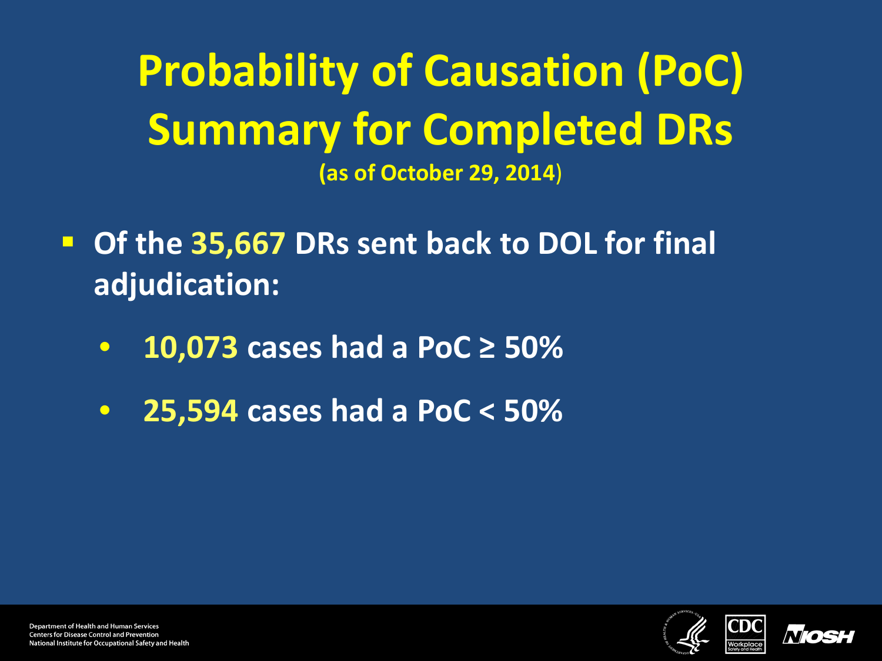# Probability of Causation (PoC) Summary for Completed DRs

**(as of October 29, 2014)**

- **Of the 35,667 DRs sent back to DOL for final adjudication:**
  - **10,073** cases had a PoC ≥ 50%
  - **25,594** cases had a PoC < 50%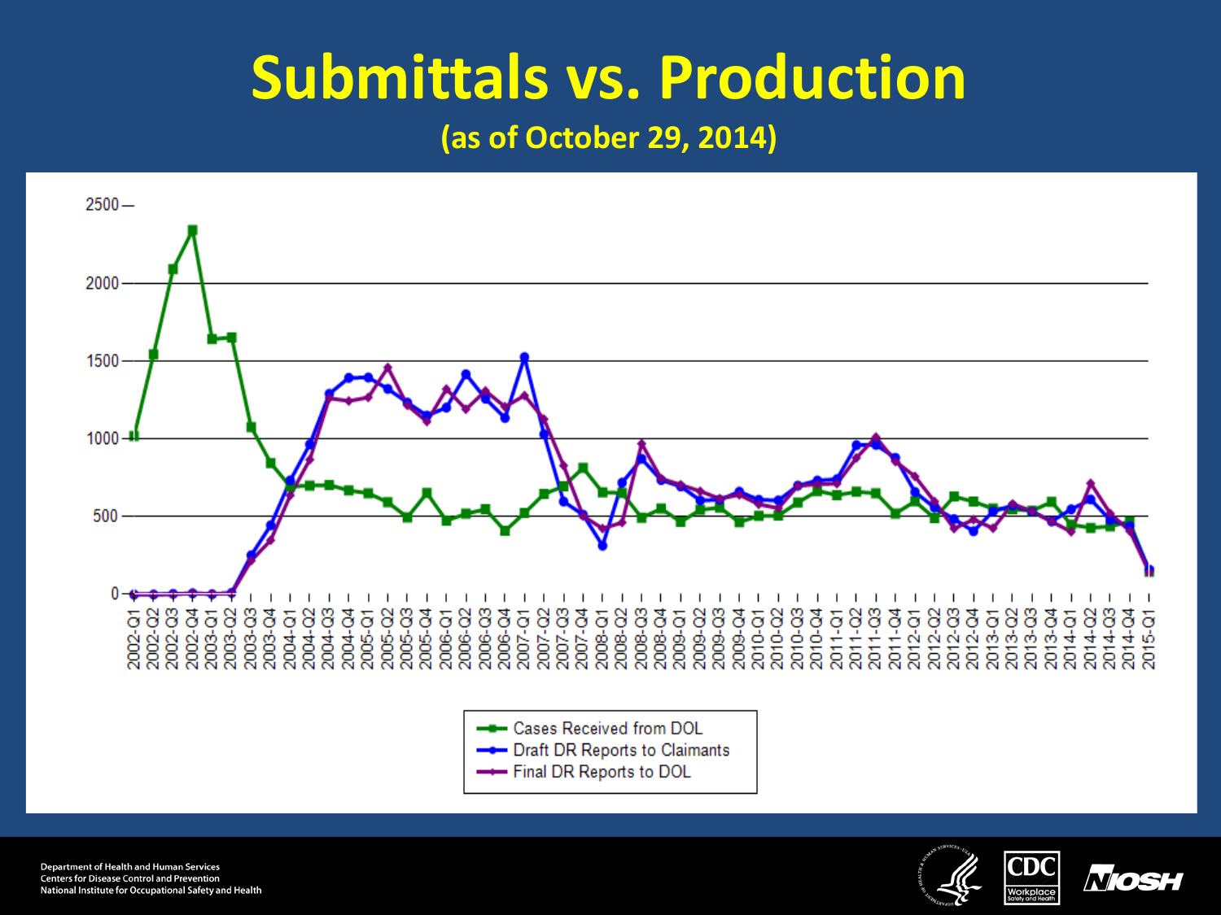# Submittals vs. Production

**(as of October 29, 2014)**

Cases Received from DOL

Draft DR Reports to Claimants

Final DR Reports to DOL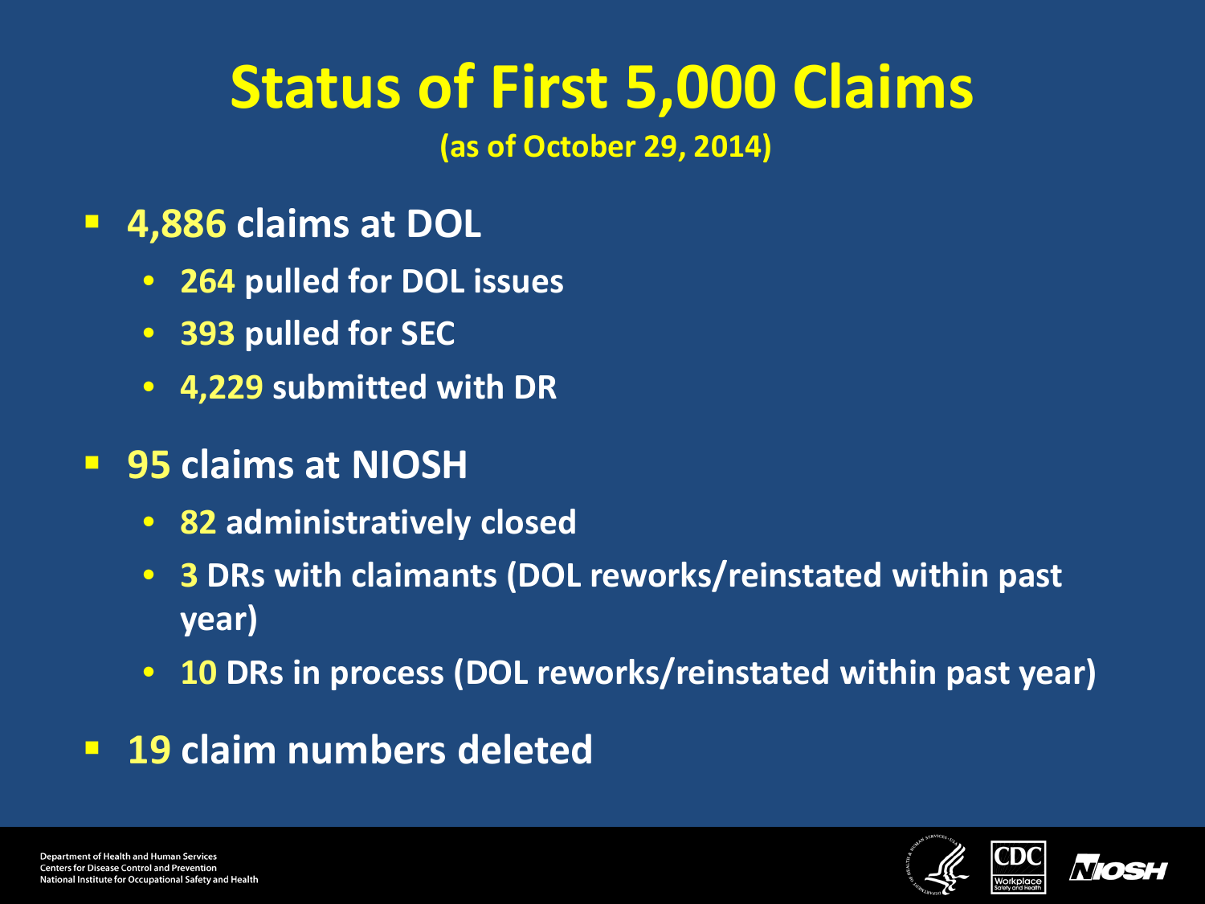# Status of First 5,000 Claims

**(as of October 29, 2014)**

- **4,886 claims at DOL**
  - **264 pulled for DOL issues**
  - **393 pulled for SEC**
  - **4,229 submitted with DR**
- **95 claims at NIOSH**
  - **82 administratively closed**
  - **3 DRs with claimants (DOL reworks/reinstated within past year)**
  - **10 DRs in process (DOL reworks/reinstated within past year)**
- **19 claim numbers deleted**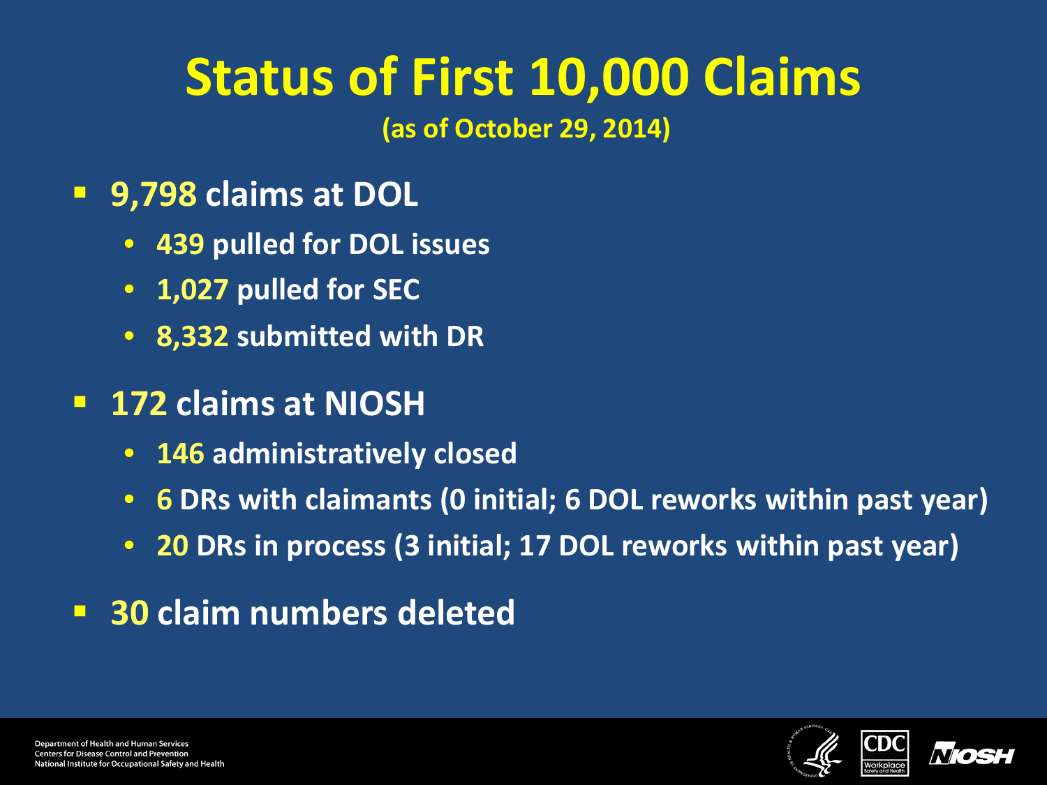# Status of First 10,000 Claims

**(as of October 29, 2014)**

- **9,798** claims at DOL
  - **439** pulled for DOL issues
  - **1,027** pulled for SEC
  - **8,332** submitted with DR
- **172** claims at NIOSH
  - **146** administratively closed
  - **6** DRs with claimants (0 initial; 6 DOL reworks within past year)
  - **20** DRs in process (3 initial; 17 DOL reworks within past year)
- **30** claim numbers deleted

Department of Health and Human Services
Centers for Disease Control and Prevention
National Institute for Occupational Safety and Health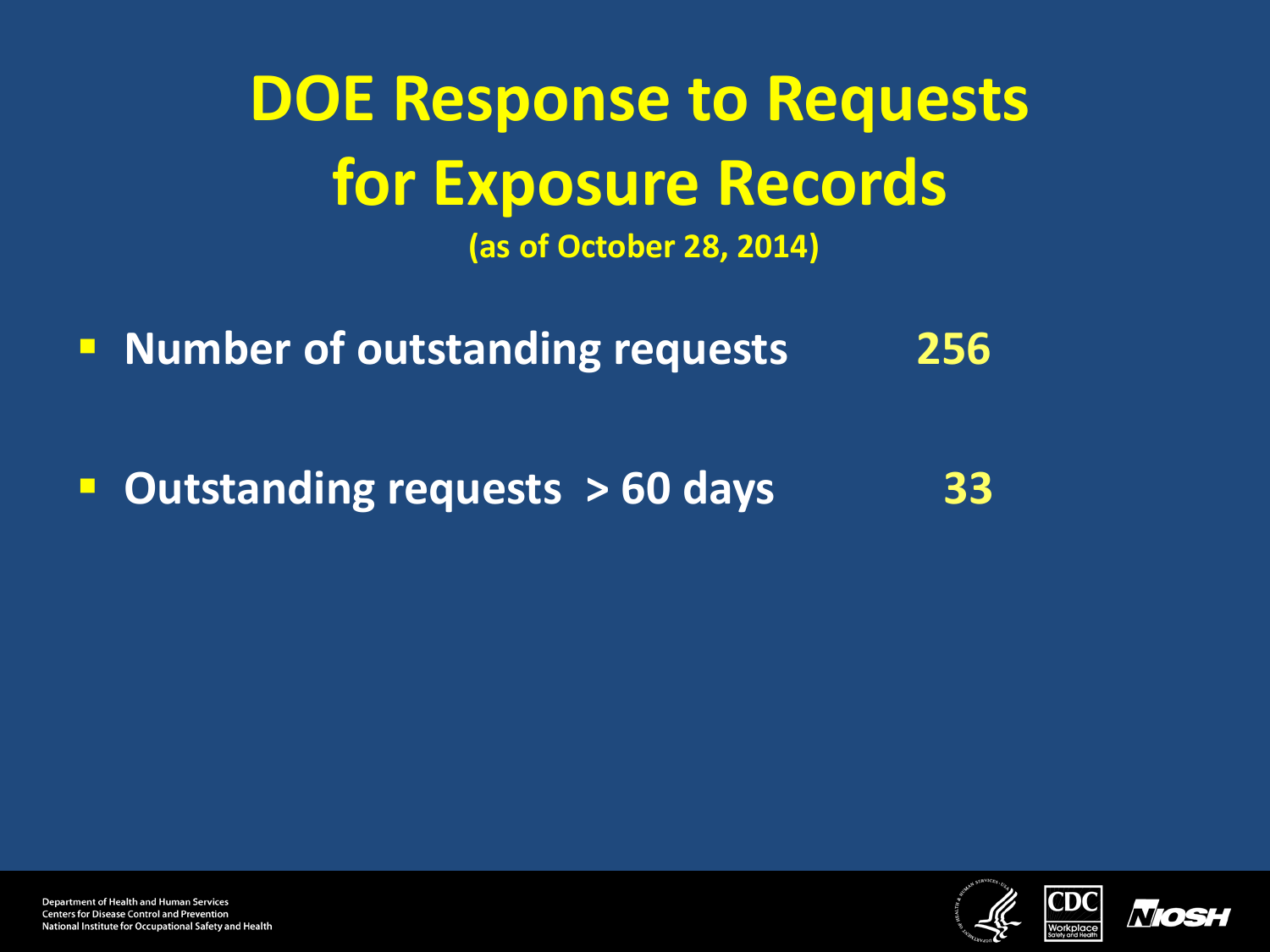# DOE Response to Requests for Exposure Records

(as of October 28, 2014)

- Number of outstanding requests 256
- Outstanding requests > 60 days 33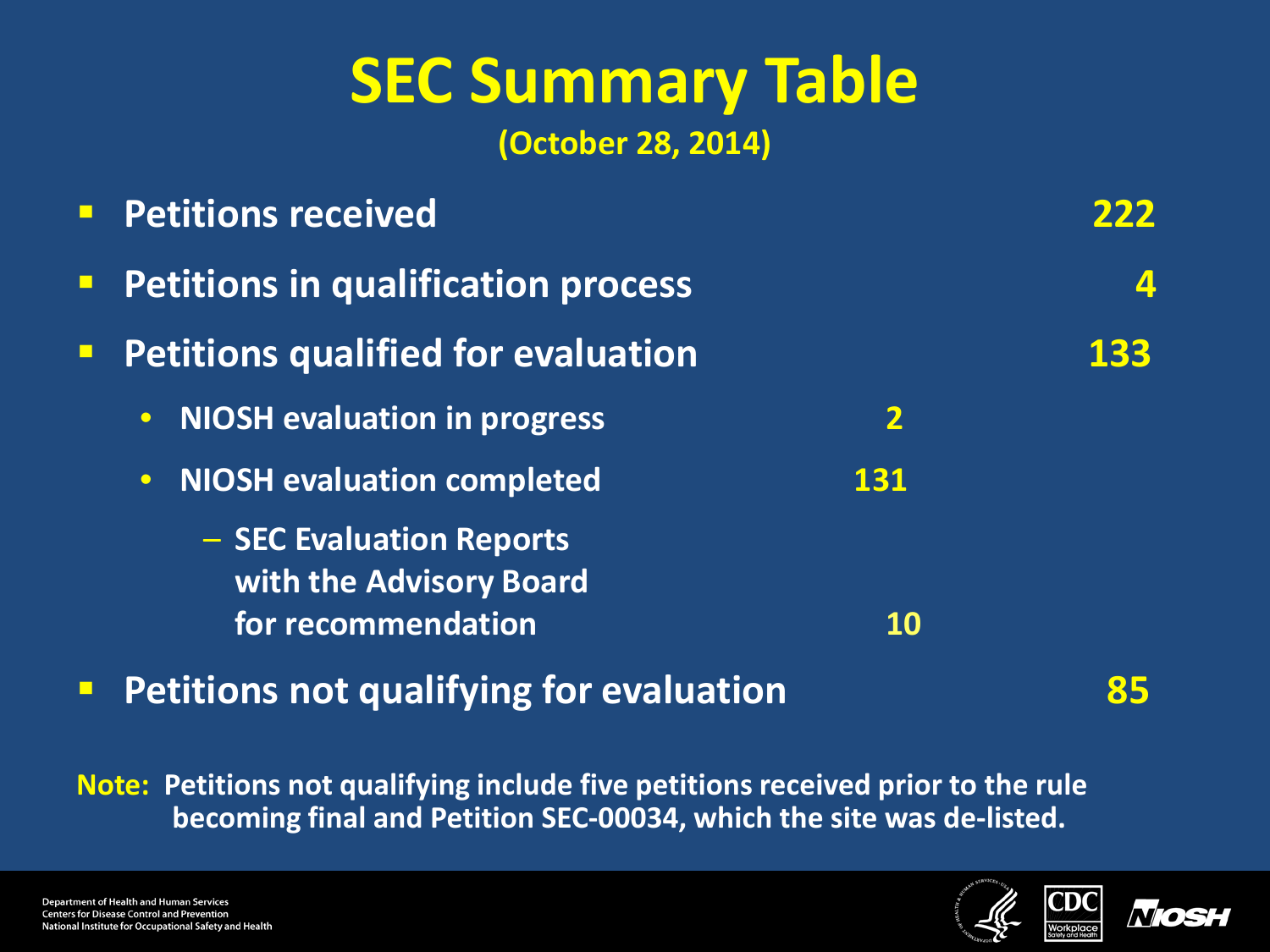# SEC Summary Table

**(October 28, 2014)**

- **Petitions received** **222**
- **Petitions in qualification process** **4**
- **Petitions qualified for evaluation** **133**
  - **NIOSH evaluation in progress** **2**
  - **NIOSH evaluation completed** **131**
    - **SEC Evaluation Reports with the Advisory Board for recommendation** **10**
- **Petitions not qualifying for evaluation** **85**

**Note: Petitions not qualifying include five petitions received prior to the rule becoming final and Petition SEC-00034, which the site was de-listed.**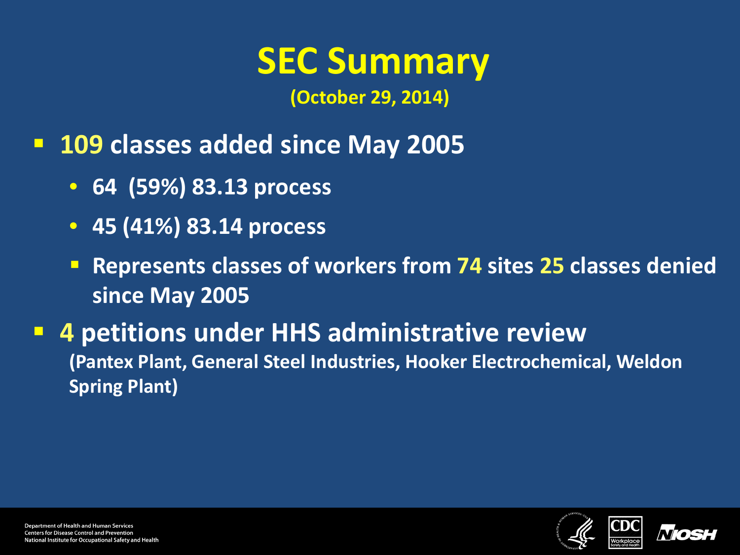# SEC Summary

**(October 29, 2014)**

- **109 classes added since May 2005**
  - **64 (59%) 83.13 process**
  - **45 (41%) 83.14 process**
  - **Represents classes of workers from 74 sites 25 classes denied since May 2005**
- **4 petitions under HHS administrative review**
  **(Pantex Plant, General Steel Industries, Hooker Electrochemical, Weldon Spring Plant)**